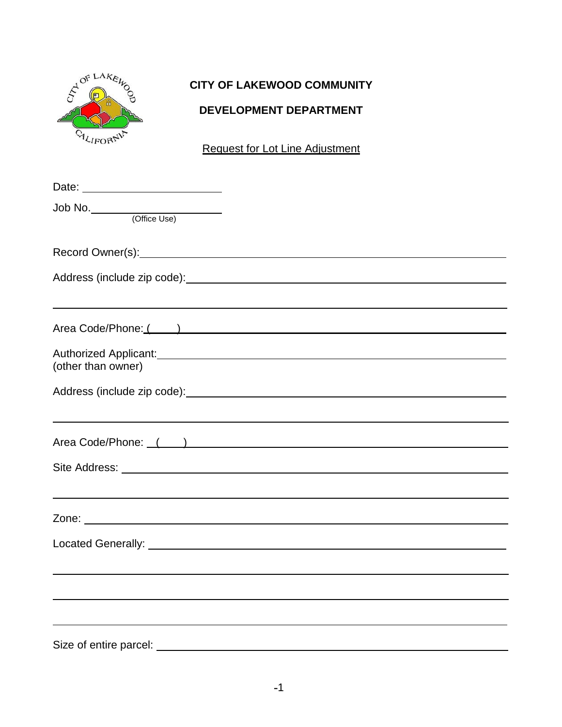**CITY OF LAKEWOOD COMMUNITY**

**DEVELOPMENT DEPARTMENT**

Request for Lot Line Adjustment

Date: ______________________

Job No. ______________________
(Office Use)

Record Owner(s): ______________________________________________

Address (include zip code): ______________________________________________

______________________________________________

Area Code/Phone: (    ) ______________________________________________

Authorized Applicant: ______________________________________________
(other than owner)

Address (include zip code): ______________________________________________

______________________________________________

Area Code/Phone: (    ) ______________________________________________

Site Address: ______________________________________________

______________________________________________

Zone: ______________________________________________

Located Generally: ______________________________________________

______________________________________________

______________________________________________

______________________________________________

Size of entire parcel: ______________________________________________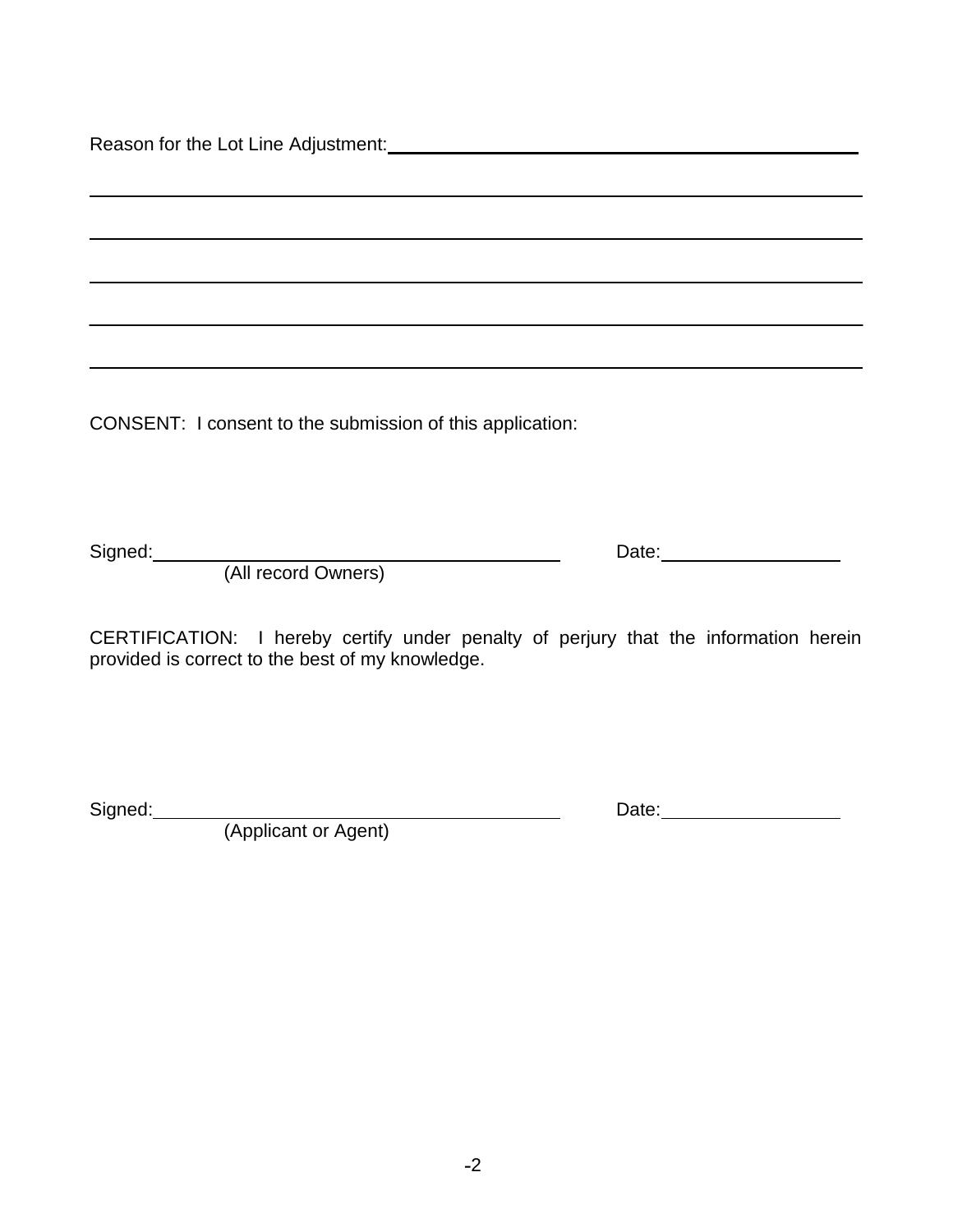Reason for the Lot Line Adjustment: \_\_\_\_\_\_\_\_\_\_\_\_\_\_\_\_\_\_\_\_\_\_\_\_\_\_\_\_\_\_\_\_\_\_\_\_\_\_\_\_\_\_\_\_

\_\_\_\_\_\_\_\_\_\_\_\_\_\_\_\_\_\_\_\_\_\_\_\_\_\_\_\_\_\_\_\_\_\_\_\_\_\_\_\_\_\_\_\_\_\_\_\_\_\_\_\_\_\_\_\_\_\_\_\_\_\_\_\_\_\_\_\_\_\_

\_\_\_\_\_\_\_\_\_\_\_\_\_\_\_\_\_\_\_\_\_\_\_\_\_\_\_\_\_\_\_\_\_\_\_\_\_\_\_\_\_\_\_\_\_\_\_\_\_\_\_\_\_\_\_\_\_\_\_\_\_\_\_\_\_\_\_\_\_\_

\_\_\_\_\_\_\_\_\_\_\_\_\_\_\_\_\_\_\_\_\_\_\_\_\_\_\_\_\_\_\_\_\_\_\_\_\_\_\_\_\_\_\_\_\_\_\_\_\_\_\_\_\_\_\_\_\_\_\_\_\_\_\_\_\_\_\_\_\_\_

\_\_\_\_\_\_\_\_\_\_\_\_\_\_\_\_\_\_\_\_\_\_\_\_\_\_\_\_\_\_\_\_\_\_\_\_\_\_\_\_\_\_\_\_\_\_\_\_\_\_\_\_\_\_\_\_\_\_\_\_\_\_\_\_\_\_\_\_\_\_

\_\_\_\_\_\_\_\_\_\_\_\_\_\_\_\_\_\_\_\_\_\_\_\_\_\_\_\_\_\_\_\_\_\_\_\_\_\_\_\_\_\_\_\_\_\_\_\_\_\_\_\_\_\_\_\_\_\_\_\_\_\_\_\_\_\_\_\_\_\_

CONSENT: I consent to the submission of this application:

Signed: \_\_\_\_\_\_\_\_\_\_\_\_\_\_\_\_\_\_\_\_\_\_\_\_\_\_\_\_\_\_\_\_\_\_\_\_ Date: \_\_\_\_\_\_\_\_\_\_\_\_\_\_\_
(All record Owners)

CERTIFICATION: I hereby certify under penalty of perjury that the information herein provided is correct to the best of my knowledge.

Signed: \_\_\_\_\_\_\_\_\_\_\_\_\_\_\_\_\_\_\_\_\_\_\_\_\_\_\_\_\_\_\_\_\_\_\_\_ Date: \_\_\_\_\_\_\_\_\_\_\_\_\_\_\_
(Applicant or Agent)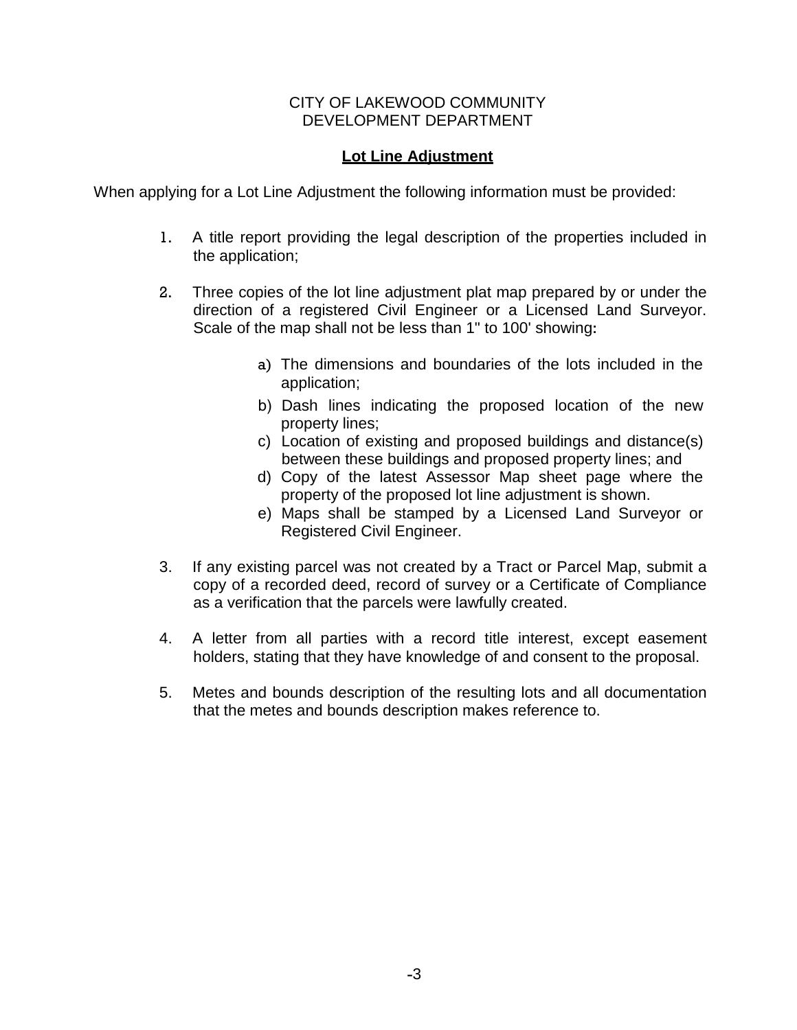CITY OF LAKEWOOD COMMUNITY
DEVELOPMENT DEPARTMENT

**Lot Line Adjustment**

When applying for a Lot Line Adjustment the following information must be provided:

1. A title report providing the legal description of the properties included in the application;

2. Three copies of the lot line adjustment plat map prepared by or under the direction of a registered Civil Engineer or a Licensed Land Surveyor. Scale of the map shall not be less than 1" to 100' showing:

    a) The dimensions and boundaries of the lots included in the application;
    b) Dash lines indicating the proposed location of the new property lines;
    c) Location of existing and proposed buildings and distance(s) between these buildings and proposed property lines; and
    d) Copy of the latest Assessor Map sheet page where the property of the proposed lot line adjustment is shown.
    e) Maps shall be stamped by a Licensed Land Surveyor or Registered Civil Engineer.

3. If any existing parcel was not created by a Tract or Parcel Map, submit a copy of a recorded deed, record of survey or a Certificate of Compliance as a verification that the parcels were lawfully created.

4. A letter from all parties with a record title interest, except easement holders, stating that they have knowledge of and consent to the proposal.

5. Metes and bounds description of the resulting lots and all documentation that the metes and bounds description makes reference to.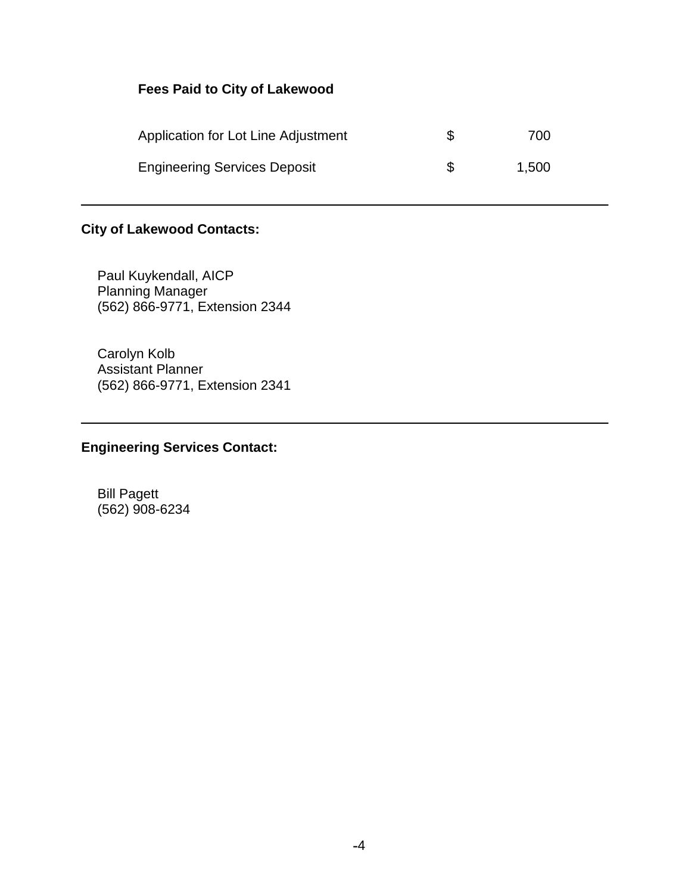**Fees Paid to City of Lakewood**

| | | |
|---|---|---|
| Application for Lot Line Adjustment | $ | 700 |
| Engineering Services Deposit | $ | 1,500 |

---

**City of Lakewood Contacts:**

Paul Kuykendall, AICP
Planning Manager
(562) 866-9771, Extension 2344

Carolyn Kolb
Assistant Planner
(562) 866-9771, Extension 2341

---

**Engineering Services Contact:**

Bill Pagett
(562) 908-6234